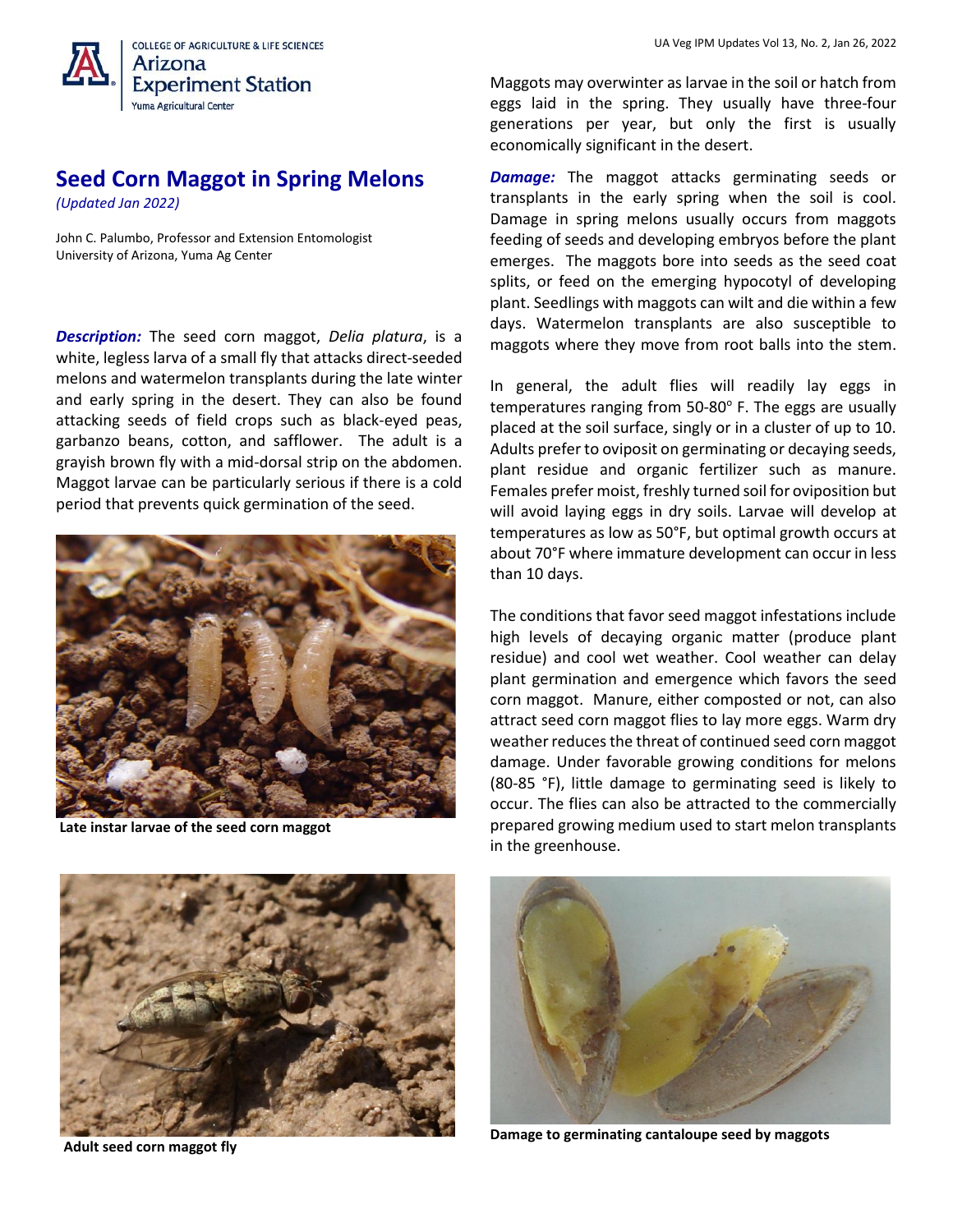# Seed Corn Maggot in Spring Melons

*(Updated Jan 2022)*

John C. Palumbo, Professor and Extension Entomologist
University of Arizona, Yuma Ag Center

***Description:*** The seed corn maggot, *Delia platura*, is a white, legless larva of a small fly that attacks direct-seeded melons and watermelon transplants during the late winter and early spring in the desert. They can also be found attacking seeds of field crops such as black-eyed peas, garbanzo beans, cotton, and safflower. The adult is a grayish brown fly with a mid-dorsal strip on the abdomen. Maggot larvae can be particularly serious if there is a cold period that prevents quick germination of the seed.

**Late instar larvae of the seed corn maggot**

**Adult seed corn maggot fly**

Maggots may overwinter as larvae in the soil or hatch from eggs laid in the spring. They usually have three-four generations per year, but only the first is usually economically significant in the desert.

***Damage:*** The maggot attacks germinating seeds or transplants in the early spring when the soil is cool. Damage in spring melons usually occurs from maggots feeding of seeds and developing embryos before the plant emerges. The maggots bore into seeds as the seed coat splits, or feed on the emerging hypocotyl of developing plant. Seedlings with maggots can wilt and die within a few days. Watermelon transplants are also susceptible to maggots where they move from root balls into the stem.

In general, the adult flies will readily lay eggs in temperatures ranging from 50-80° F. The eggs are usually placed at the soil surface, singly or in a cluster of up to 10. Adults prefer to oviposit on germinating or decaying seeds, plant residue and organic fertilizer such as manure. Females prefer moist, freshly turned soil for oviposition but will avoid laying eggs in dry soils. Larvae will develop at temperatures as low as 50°F, but optimal growth occurs at about 70°F where immature development can occur in less than 10 days.

The conditions that favor seed maggot infestations include high levels of decaying organic matter (produce plant residue) and cool wet weather. Cool weather can delay plant germination and emergence which favors the seed corn maggot. Manure, either composted or not, can also attract seed corn maggot flies to lay more eggs. Warm dry weather reduces the threat of continued seed corn maggot damage. Under favorable growing conditions for melons (80-85 °F), little damage to germinating seed is likely to occur. The flies can also be attracted to the commercially prepared growing medium used to start melon transplants in the greenhouse.

**Damage to germinating cantaloupe seed by maggots**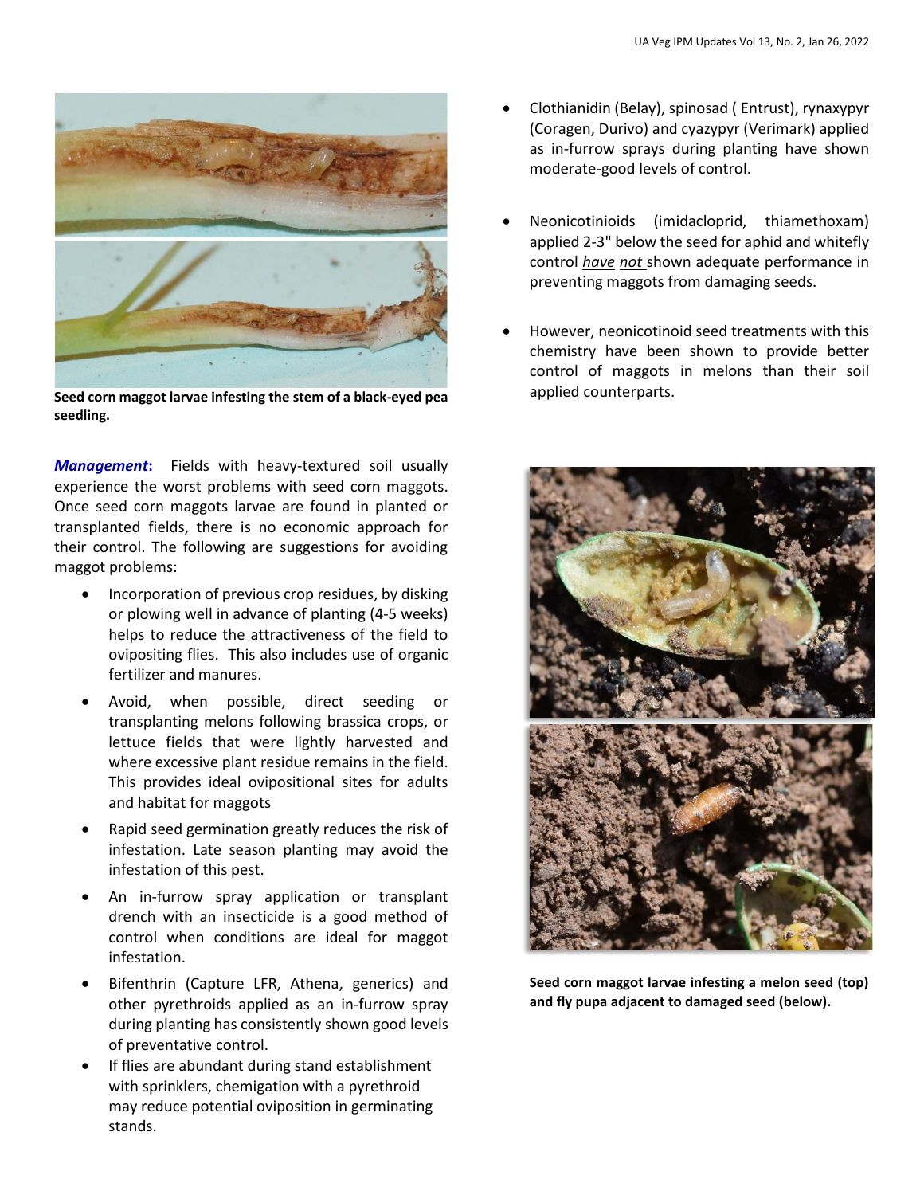**Seed corn maggot larvae infesting the stem of a black-eyed pea seedling.**

***Management*:** Fields with heavy-textured soil usually experience the worst problems with seed corn maggots. Once seed corn maggots larvae are found in planted or transplanted fields, there is no economic approach for their control. The following are suggestions for avoiding maggot problems:

- Incorporation of previous crop residues, by disking or plowing well in advance of planting (4-5 weeks) helps to reduce the attractiveness of the field to ovipositing flies. This also includes use of organic fertilizer and manures.
- Avoid, when possible, direct seeding or transplanting melons following brassica crops, or lettuce fields that were lightly harvested and where excessive plant residue remains in the field. This provides ideal ovipositional sites for adults and habitat for maggots
- Rapid seed germination greatly reduces the risk of infestation. Late season planting may avoid the infestation of this pest.
- An in-furrow spray application or transplant drench with an insecticide is a good method of control when conditions are ideal for maggot infestation.
- Bifenthrin (Capture LFR, Athena, generics) and other pyrethroids applied as an in-furrow spray during planting has consistently shown good levels of preventative control.
- If flies are abundant during stand establishment with sprinklers, chemigation with a pyrethroid may reduce potential oviposition in germinating stands.
- Clothianidin (Belay), spinosad ( Entrust), rynaxypyr (Coragen, Durivo) and cyazypyr (Verimark) applied as in-furrow sprays during planting have shown moderate-good levels of control.
- Neonicotinioids (imidacloprid, thiamethoxam) applied 2-3" below the seed for aphid and whitefly control *have not* shown adequate performance in preventing maggots from damaging seeds.
- However, neonicotinoid seed treatments with this chemistry have been shown to provide better control of maggots in melons than their soil applied counterparts.

**Seed corn maggot larvae infesting a melon seed (top) and fly pupa adjacent to damaged seed (below).**